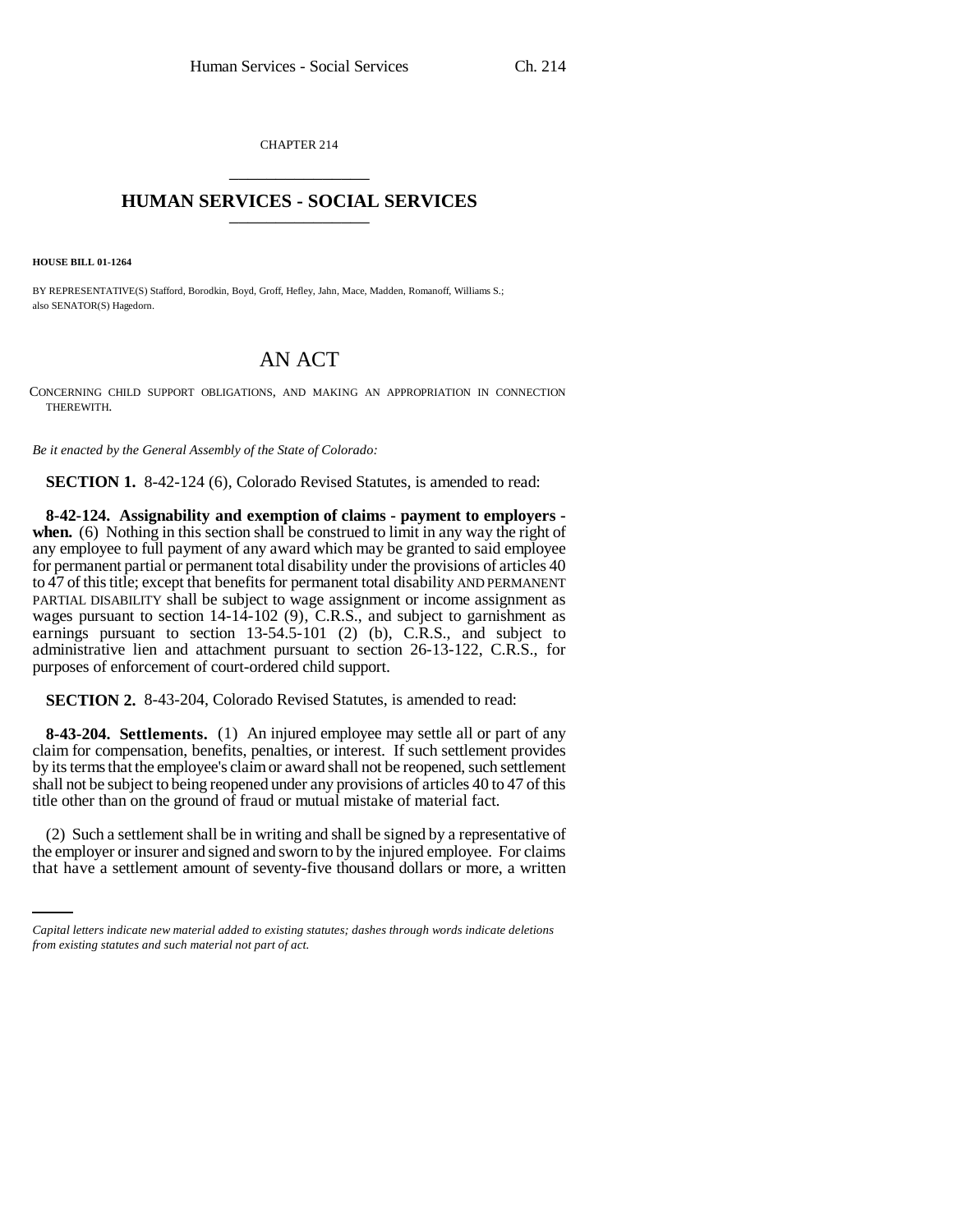CHAPTER 214

# HUMAN SERVICES - SOCIAL SERVICES

**HOUSE BILL 01-1264**

BY REPRESENTATIVE(S) Stafford, Borodkin, Boyd, Groff, Hefley, Jahn, Mace, Madden, Romanoff, Williams S.; also SENATOR(S) Hagedorn.

# AN ACT

CONCERNING CHILD SUPPORT OBLIGATIONS, AND MAKING AN APPROPRIATION IN CONNECTION THEREWITH.

*Be it enacted by the General Assembly of the State of Colorado:*

**SECTION 1.** 8-42-124 (6), Colorado Revised Statutes, is amended to read:

**8-42-124. Assignability and exemption of claims - payment to employers - when.** (6) Nothing in this section shall be construed to limit in any way the right of any employee to full payment of any award which may be granted to said employee for permanent partial or permanent total disability under the provisions of articles 40 to 47 of this title; except that benefits for permanent total disability AND PERMANENT PARTIAL DISABILITY shall be subject to wage assignment or income assignment as wages pursuant to section 14-14-102 (9), C.R.S., and subject to garnishment as earnings pursuant to section 13-54.5-101 (2) (b), C.R.S., and subject to administrative lien and attachment pursuant to section 26-13-122, C.R.S., for purposes of enforcement of court-ordered child support.

**SECTION 2.** 8-43-204, Colorado Revised Statutes, is amended to read:

**8-43-204. Settlements.** (1) An injured employee may settle all or part of any claim for compensation, benefits, penalties, or interest. If such settlement provides by its terms that the employee's claim or award shall not be reopened, such settlement shall not be subject to being reopened under any provisions of articles 40 to 47 of this title other than on the ground of fraud or mutual mistake of material fact.

(2) Such a settlement shall be in writing and shall be signed by a representative of the employer or insurer and signed and sworn to by the injured employee. For claims that have a settlement amount of seventy-five thousand dollars or more, a written

*Capital letters indicate new material added to existing statutes; dashes through words indicate deletions from existing statutes and such material not part of act.*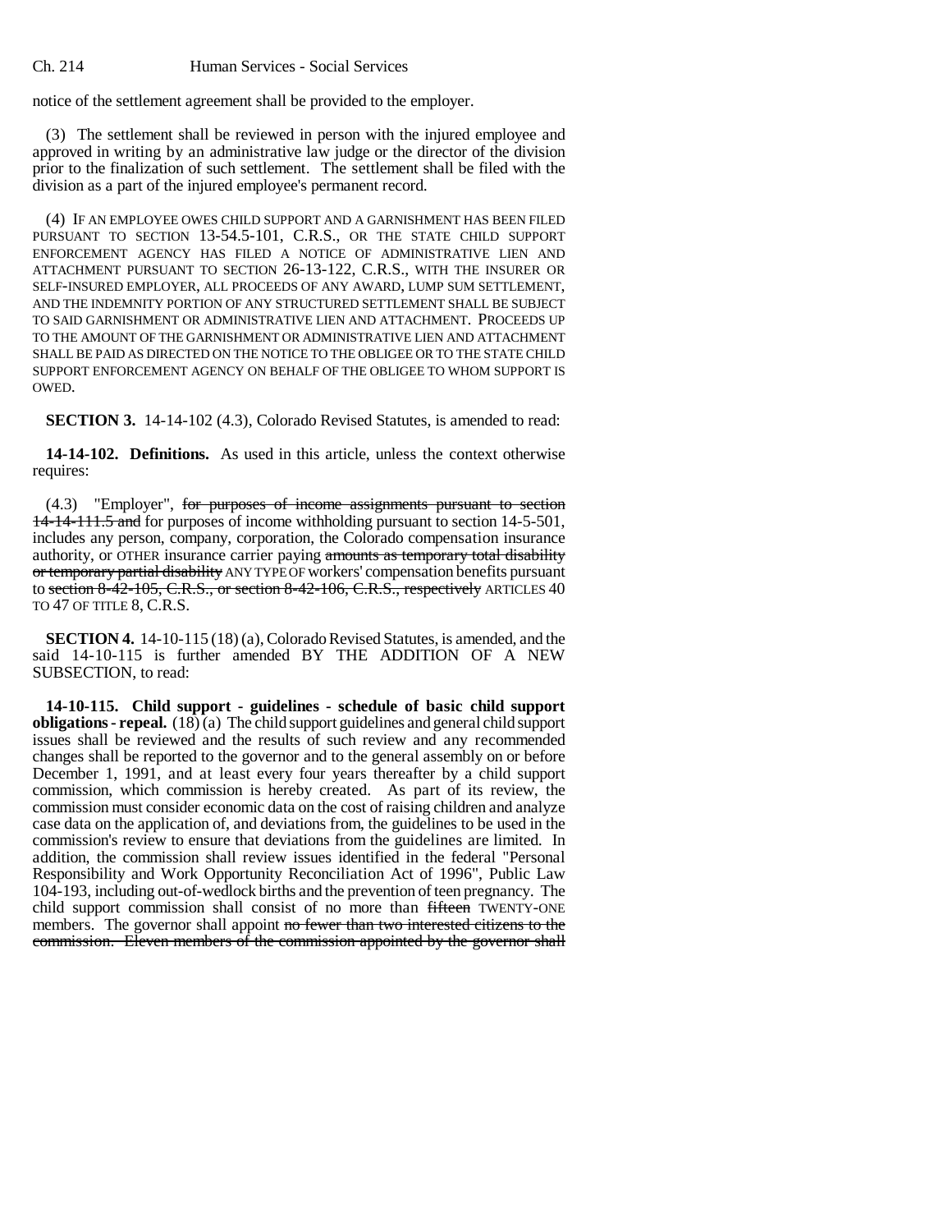notice of the settlement agreement shall be provided to the employer.

(3) The settlement shall be reviewed in person with the injured employee and approved in writing by an administrative law judge or the director of the division prior to the finalization of such settlement. The settlement shall be filed with the division as a part of the injured employee's permanent record.

(4) IF AN EMPLOYEE OWES CHILD SUPPORT AND A GARNISHMENT HAS BEEN FILED PURSUANT TO SECTION 13-54.5-101, C.R.S., OR THE STATE CHILD SUPPORT ENFORCEMENT AGENCY HAS FILED A NOTICE OF ADMINISTRATIVE LIEN AND ATTACHMENT PURSUANT TO SECTION 26-13-122, C.R.S., WITH THE INSURER OR SELF-INSURED EMPLOYER, ALL PROCEEDS OF ANY AWARD, LUMP SUM SETTLEMENT, AND THE INDEMNITY PORTION OF ANY STRUCTURED SETTLEMENT SHALL BE SUBJECT TO SAID GARNISHMENT OR ADMINISTRATIVE LIEN AND ATTACHMENT. PROCEEDS UP TO THE AMOUNT OF THE GARNISHMENT OR ADMINISTRATIVE LIEN AND ATTACHMENT SHALL BE PAID AS DIRECTED ON THE NOTICE TO THE OBLIGEE OR TO THE STATE CHILD SUPPORT ENFORCEMENT AGENCY ON BEHALF OF THE OBLIGEE TO WHOM SUPPORT IS OWED.

**SECTION 3.** 14-14-102 (4.3), Colorado Revised Statutes, is amended to read:

**14-14-102. Definitions.** As used in this article, unless the context otherwise requires:

(4.3) "Employer", ~~for purposes of income assignments pursuant to section 14-14-111.5 and~~ for purposes of income withholding pursuant to section 14-5-501, includes any person, company, corporation, the Colorado compensation insurance authority, or OTHER insurance carrier paying ~~amounts as temporary total disability or temporary partial disability~~ ANY TYPE OF workers' compensation benefits pursuant to ~~section 8-42-105, C.R.S., or section 8-42-106, C.R.S., respectively~~ ARTICLES 40 TO 47 OF TITLE 8, C.R.S.

**SECTION 4.** 14-10-115 (18) (a), Colorado Revised Statutes, is amended, and the said 14-10-115 is further amended BY THE ADDITION OF A NEW SUBSECTION, to read:

**14-10-115. Child support - guidelines - schedule of basic child support obligations - repeal.** (18) (a) The child support guidelines and general child support issues shall be reviewed and the results of such review and any recommended changes shall be reported to the governor and to the general assembly on or before December 1, 1991, and at least every four years thereafter by a child support commission, which commission is hereby created. As part of its review, the commission must consider economic data on the cost of raising children and analyze case data on the application of, and deviations from, the guidelines to be used in the commission's review to ensure that deviations from the guidelines are limited. In addition, the commission shall review issues identified in the federal "Personal Responsibility and Work Opportunity Reconciliation Act of 1996", Public Law 104-193, including out-of-wedlock births and the prevention of teen pregnancy. The child support commission shall consist of no more than ~~fifteen~~ TWENTY-ONE members. The governor shall appoint ~~no fewer than two interested citizens to the commission. Eleven members of the commission appointed by the governor shall~~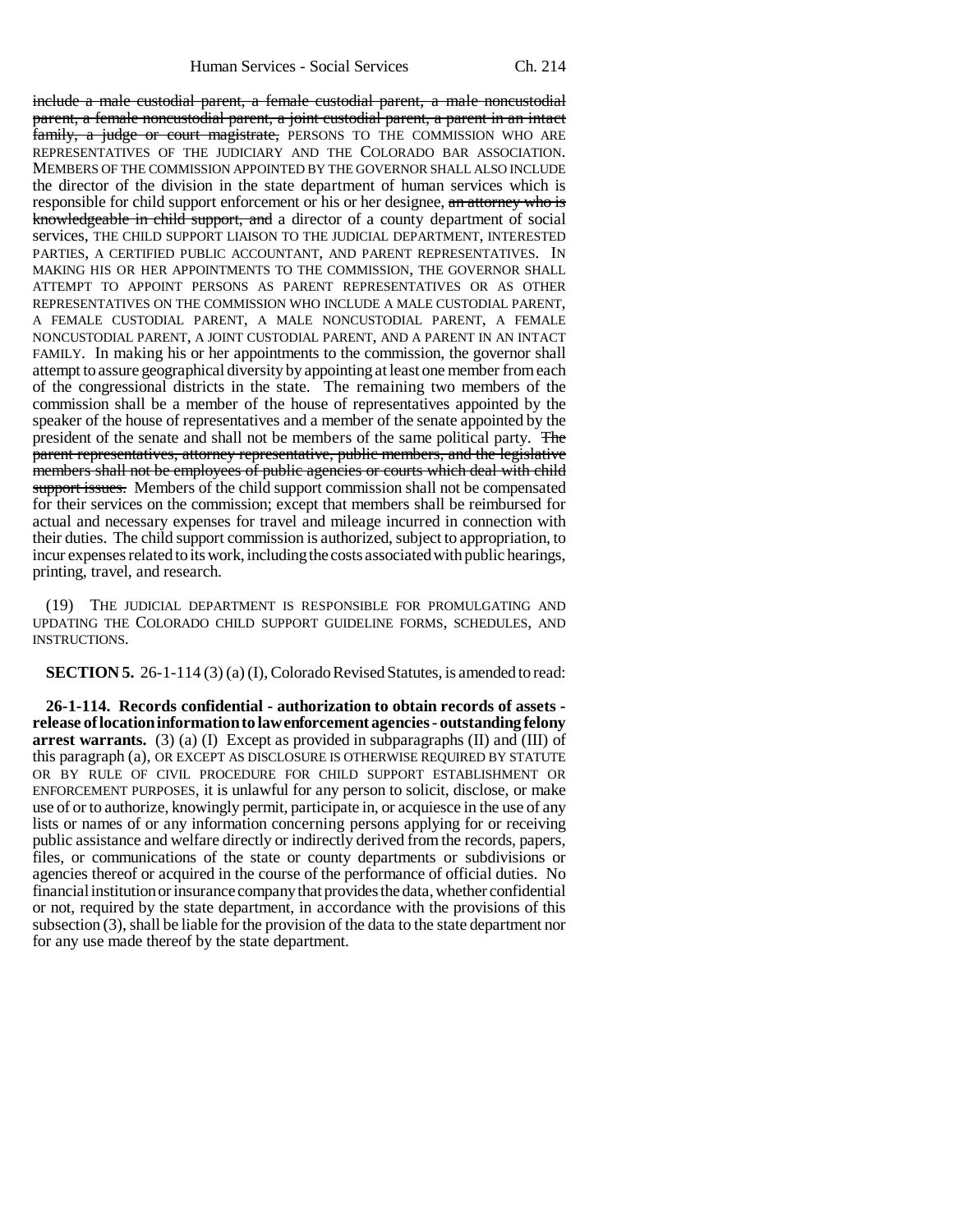include a male custodial parent, a female custodial parent, a male noncustodial parent, a female noncustodial parent, a joint custodial parent, a parent in an intact family, a judge or court magistrate, PERSONS TO THE COMMISSION WHO ARE REPRESENTATIVES OF THE JUDICIARY AND THE COLORADO BAR ASSOCIATION. MEMBERS OF THE COMMISSION APPOINTED BY THE GOVERNOR SHALL ALSO INCLUDE the director of the division in the state department of human services which is responsible for child support enforcement or his or her designee, an attorney who is knowledgeable in child support, and a director of a county department of social services, THE CHILD SUPPORT LIAISON TO THE JUDICIAL DEPARTMENT, INTERESTED PARTIES, A CERTIFIED PUBLIC ACCOUNTANT, AND PARENT REPRESENTATIVES. IN MAKING HIS OR HER APPOINTMENTS TO THE COMMISSION, THE GOVERNOR SHALL ATTEMPT TO APPOINT PERSONS AS PARENT REPRESENTATIVES OR AS OTHER REPRESENTATIVES ON THE COMMISSION WHO INCLUDE A MALE CUSTODIAL PARENT, A FEMALE CUSTODIAL PARENT, A MALE NONCUSTODIAL PARENT, A FEMALE NONCUSTODIAL PARENT, A JOINT CUSTODIAL PARENT, AND A PARENT IN AN INTACT FAMILY. In making his or her appointments to the commission, the governor shall attempt to assure geographical diversity by appointing at least one member from each of the congressional districts in the state. The remaining two members of the commission shall be a member of the house of representatives appointed by the speaker of the house of representatives and a member of the senate appointed by the president of the senate and shall not be members of the same political party. The parent representatives, attorney representative, public members, and the legislative members shall not be employees of public agencies or courts which deal with child support issues. Members of the child support commission shall not be compensated for their services on the commission; except that members shall be reimbursed for actual and necessary expenses for travel and mileage incurred in connection with their duties. The child support commission is authorized, subject to appropriation, to incur expenses related to its work, including the costs associated with public hearings, printing, travel, and research.

(19) THE JUDICIAL DEPARTMENT IS RESPONSIBLE FOR PROMULGATING AND UPDATING THE COLORADO CHILD SUPPORT GUIDELINE FORMS, SCHEDULES, AND INSTRUCTIONS.

**SECTION 5.** 26-1-114 (3) (a) (I), Colorado Revised Statutes, is amended to read:

**26-1-114. Records confidential - authorization to obtain records of assets - release of location information to law enforcement agencies - outstanding felony arrest warrants.** (3) (a) (I) Except as provided in subparagraphs (II) and (III) of this paragraph (a), OR EXCEPT AS DISCLOSURE IS OTHERWISE REQUIRED BY STATUTE OR BY RULE OF CIVIL PROCEDURE FOR CHILD SUPPORT ESTABLISHMENT OR ENFORCEMENT PURPOSES, it is unlawful for any person to solicit, disclose, or make use of or to authorize, knowingly permit, participate in, or acquiesce in the use of any lists or names of or any information concerning persons applying for or receiving public assistance and welfare directly or indirectly derived from the records, papers, files, or communications of the state or county departments or subdivisions or agencies thereof or acquired in the course of the performance of official duties. No financial institution or insurance company that provides the data, whether confidential or not, required by the state department, in accordance with the provisions of this subsection (3), shall be liable for the provision of the data to the state department nor for any use made thereof by the state department.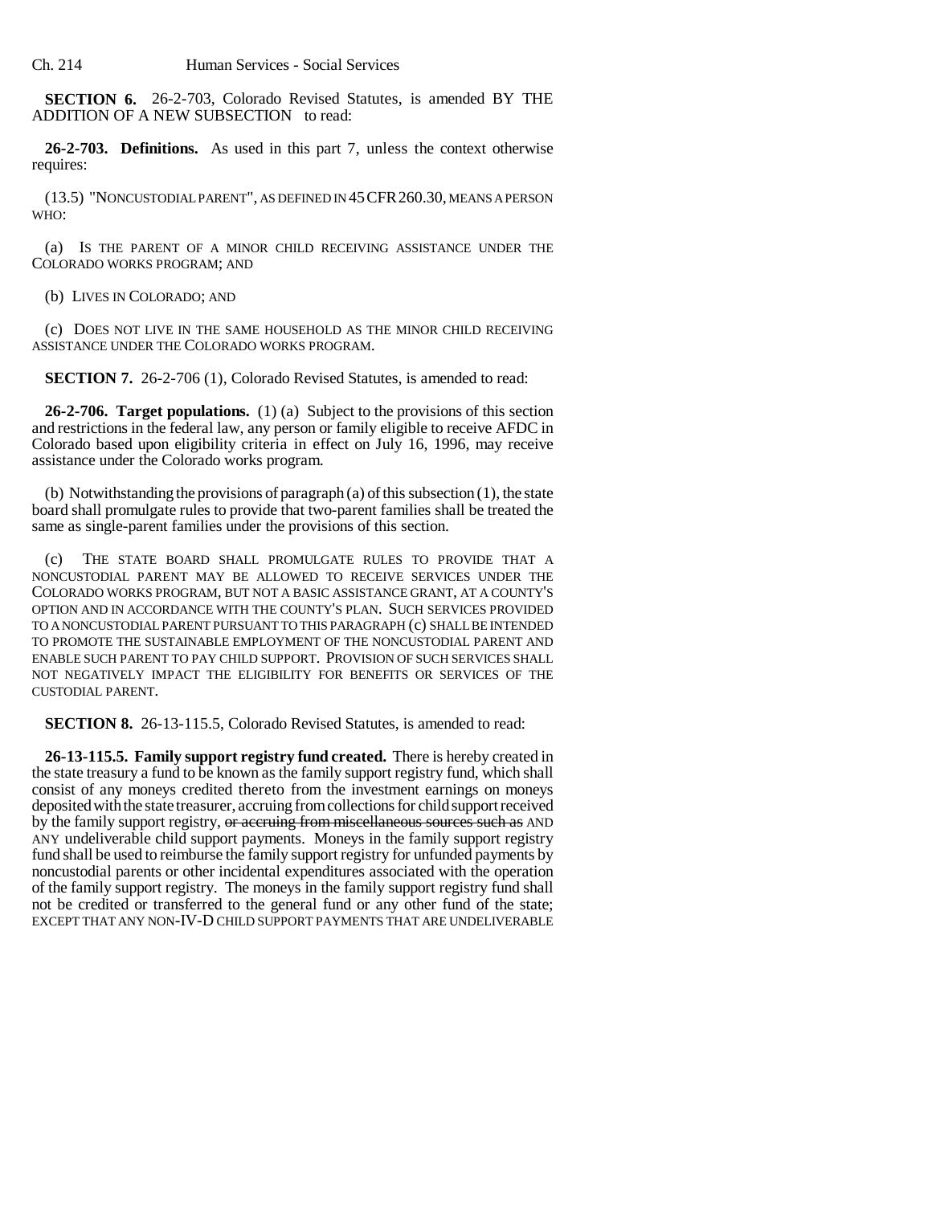**SECTION 6.** 26-2-703, Colorado Revised Statutes, is amended BY THE ADDITION OF A NEW SUBSECTION to read:

**26-2-703. Definitions.** As used in this part 7, unless the context otherwise requires:

(13.5) "NONCUSTODIAL PARENT", AS DEFINED IN 45 CFR 260.30, MEANS A PERSON WHO:

(a) IS THE PARENT OF A MINOR CHILD RECEIVING ASSISTANCE UNDER THE COLORADO WORKS PROGRAM; AND

(b) LIVES IN COLORADO; AND

(c) DOES NOT LIVE IN THE SAME HOUSEHOLD AS THE MINOR CHILD RECEIVING ASSISTANCE UNDER THE COLORADO WORKS PROGRAM.

**SECTION 7.** 26-2-706 (1), Colorado Revised Statutes, is amended to read:

**26-2-706. Target populations.** (1) (a) Subject to the provisions of this section and restrictions in the federal law, any person or family eligible to receive AFDC in Colorado based upon eligibility criteria in effect on July 16, 1996, may receive assistance under the Colorado works program.

(b) Notwithstanding the provisions of paragraph (a) of this subsection (1), the state board shall promulgate rules to provide that two-parent families shall be treated the same as single-parent families under the provisions of this section.

(c) THE STATE BOARD SHALL PROMULGATE RULES TO PROVIDE THAT A NONCUSTODIAL PARENT MAY BE ALLOWED TO RECEIVE SERVICES UNDER THE COLORADO WORKS PROGRAM, BUT NOT A BASIC ASSISTANCE GRANT, AT A COUNTY'S OPTION AND IN ACCORDANCE WITH THE COUNTY'S PLAN. SUCH SERVICES PROVIDED TO A NONCUSTODIAL PARENT PURSUANT TO THIS PARAGRAPH (c) SHALL BE INTENDED TO PROMOTE THE SUSTAINABLE EMPLOYMENT OF THE NONCUSTODIAL PARENT AND ENABLE SUCH PARENT TO PAY CHILD SUPPORT. PROVISION OF SUCH SERVICES SHALL NOT NEGATIVELY IMPACT THE ELIGIBILITY FOR BENEFITS OR SERVICES OF THE CUSTODIAL PARENT.

**SECTION 8.** 26-13-115.5, Colorado Revised Statutes, is amended to read:

**26-13-115.5. Family support registry fund created.** There is hereby created in the state treasury a fund to be known as the family support registry fund, which shall consist of any moneys credited thereto from the investment earnings on moneys deposited with the state treasurer, accruing from collections for child support received by the family support registry, ~~or accruing from miscellaneous sources such as~~ AND ANY undeliverable child support payments. Moneys in the family support registry fund shall be used to reimburse the family support registry for unfunded payments by noncustodial parents or other incidental expenditures associated with the operation of the family support registry. The moneys in the family support registry fund shall not be credited or transferred to the general fund or any other fund of the state; EXCEPT THAT ANY NON-IV-D CHILD SUPPORT PAYMENTS THAT ARE UNDELIVERABLE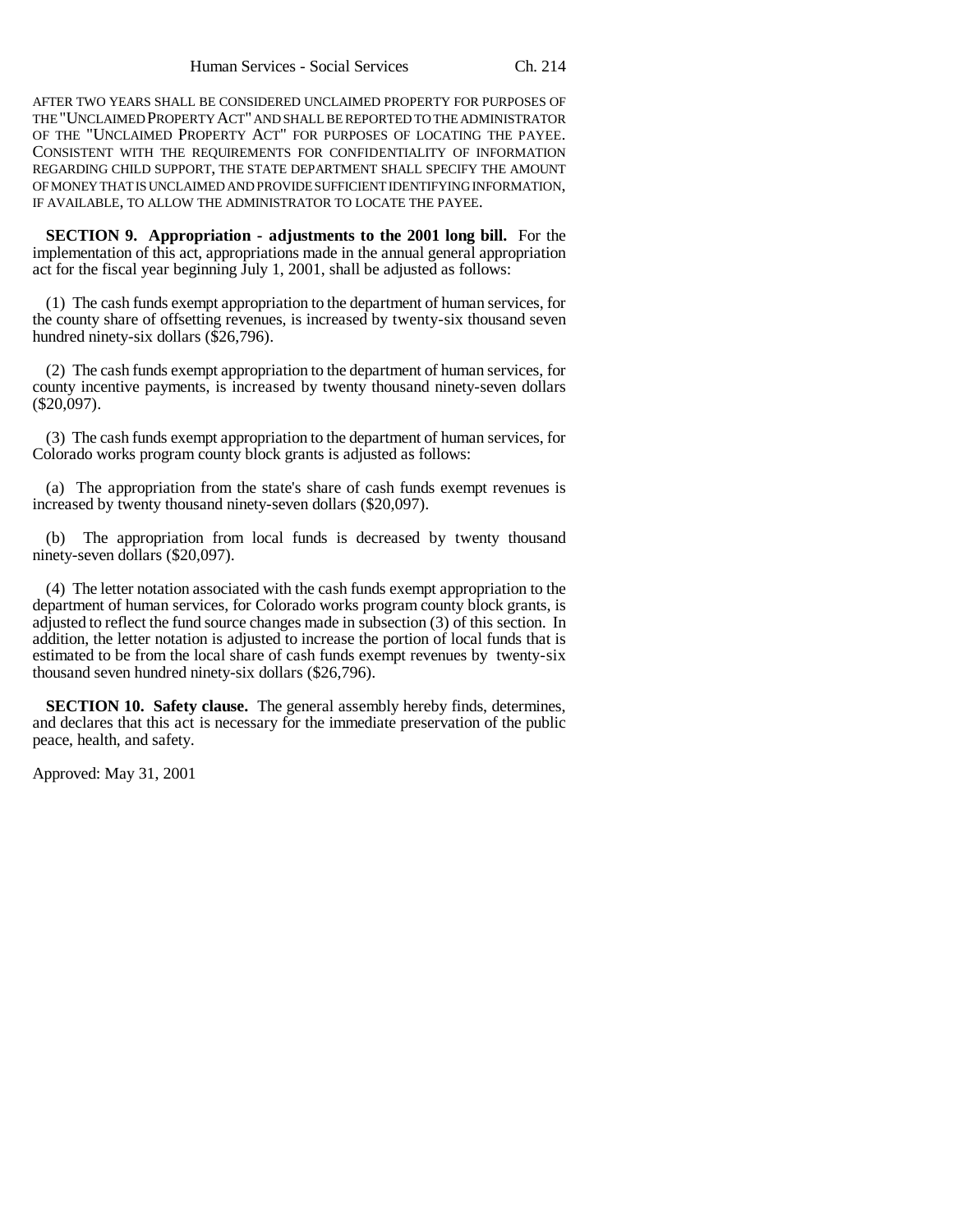AFTER TWO YEARS SHALL BE CONSIDERED UNCLAIMED PROPERTY FOR PURPOSES OF THE "UNCLAIMED PROPERTY ACT" AND SHALL BE REPORTED TO THE ADMINISTRATOR OF THE "UNCLAIMED PROPERTY ACT" FOR PURPOSES OF LOCATING THE PAYEE. CONSISTENT WITH THE REQUIREMENTS FOR CONFIDENTIALITY OF INFORMATION REGARDING CHILD SUPPORT, THE STATE DEPARTMENT SHALL SPECIFY THE AMOUNT OF MONEY THAT IS UNCLAIMED AND PROVIDE SUFFICIENT IDENTIFYING INFORMATION, IF AVAILABLE, TO ALLOW THE ADMINISTRATOR TO LOCATE THE PAYEE.

**SECTION 9. Appropriation - adjustments to the 2001 long bill.** For the implementation of this act, appropriations made in the annual general appropriation act for the fiscal year beginning July 1, 2001, shall be adjusted as follows:

(1) The cash funds exempt appropriation to the department of human services, for the county share of offsetting revenues, is increased by twenty-six thousand seven hundred ninety-six dollars ($26,796).

(2) The cash funds exempt appropriation to the department of human services, for county incentive payments, is increased by twenty thousand ninety-seven dollars ($20,097).

(3) The cash funds exempt appropriation to the department of human services, for Colorado works program county block grants is adjusted as follows:

(a) The appropriation from the state's share of cash funds exempt revenues is increased by twenty thousand ninety-seven dollars ($20,097).

(b) The appropriation from local funds is decreased by twenty thousand ninety-seven dollars ($20,097).

(4) The letter notation associated with the cash funds exempt appropriation to the department of human services, for Colorado works program county block grants, is adjusted to reflect the fund source changes made in subsection (3) of this section. In addition, the letter notation is adjusted to increase the portion of local funds that is estimated to be from the local share of cash funds exempt revenues by twenty-six thousand seven hundred ninety-six dollars ($26,796).

**SECTION 10. Safety clause.** The general assembly hereby finds, determines, and declares that this act is necessary for the immediate preservation of the public peace, health, and safety.

Approved: May 31, 2001